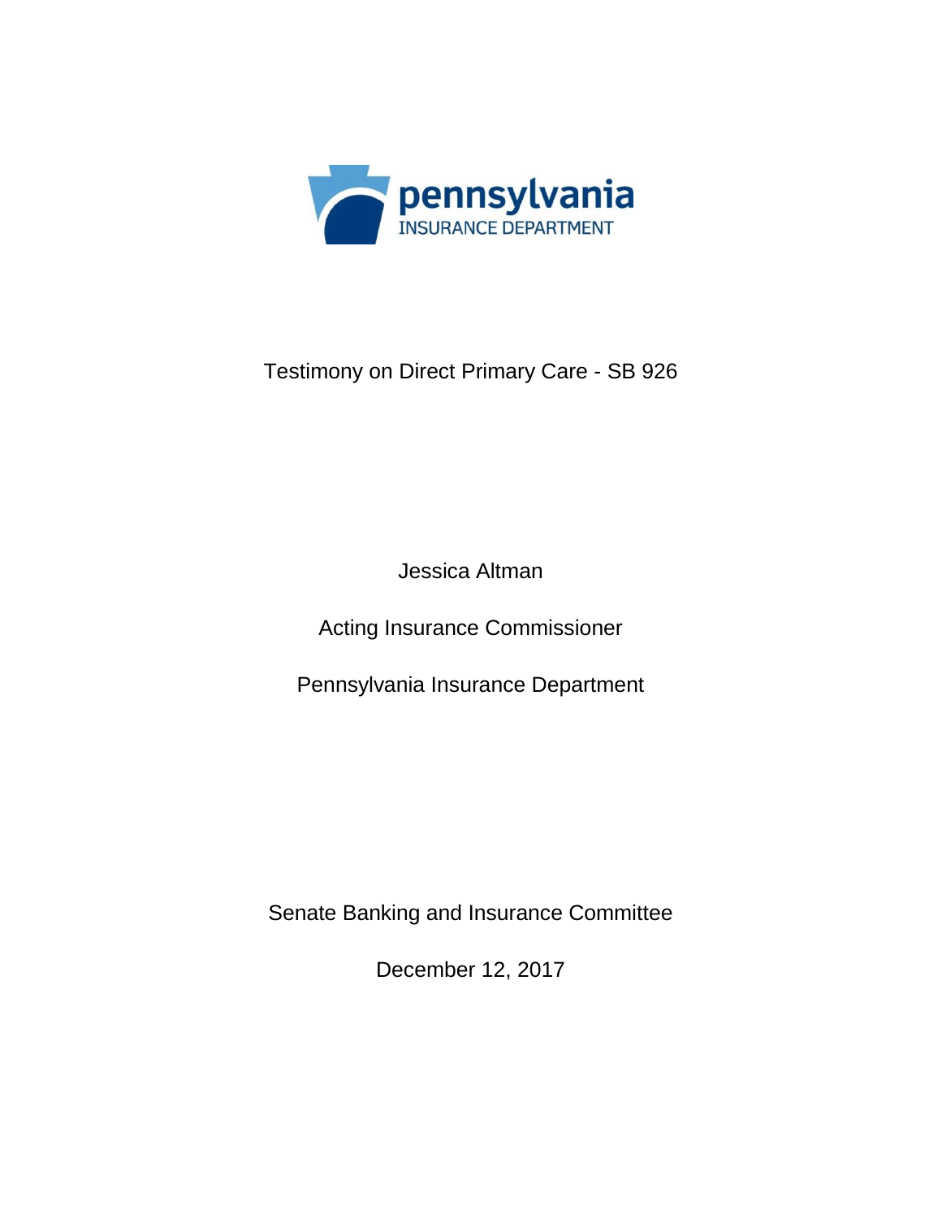pennsylvania
INSURANCE DEPARTMENT

# Testimony on Direct Primary Care - SB 926

Jessica Altman

Acting Insurance Commissioner

Pennsylvania Insurance Department

Senate Banking and Insurance Committee

December 12, 2017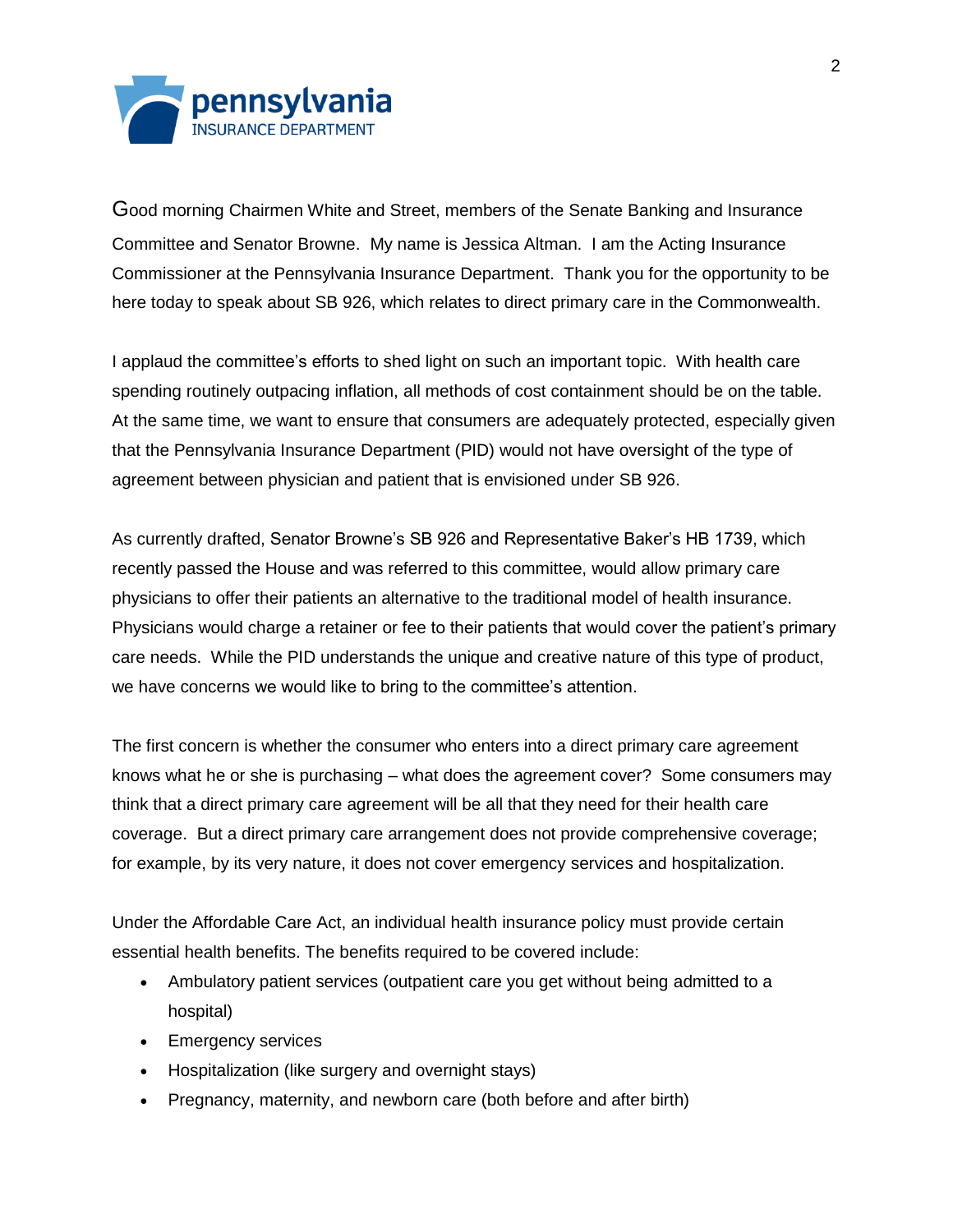Good morning Chairmen White and Street, members of the Senate Banking and Insurance Committee and Senator Browne. My name is Jessica Altman. I am the Acting Insurance Commissioner at the Pennsylvania Insurance Department. Thank you for the opportunity to be here today to speak about SB 926, which relates to direct primary care in the Commonwealth.

I applaud the committee's efforts to shed light on such an important topic. With health care spending routinely outpacing inflation, all methods of cost containment should be on the table. At the same time, we want to ensure that consumers are adequately protected, especially given that the Pennsylvania Insurance Department (PID) would not have oversight of the type of agreement between physician and patient that is envisioned under SB 926.

As currently drafted, Senator Browne's SB 926 and Representative Baker's HB 1739, which recently passed the House and was referred to this committee, would allow primary care physicians to offer their patients an alternative to the traditional model of health insurance. Physicians would charge a retainer or fee to their patients that would cover the patient's primary care needs. While the PID understands the unique and creative nature of this type of product, we have concerns we would like to bring to the committee's attention.

The first concern is whether the consumer who enters into a direct primary care agreement knows what he or she is purchasing – what does the agreement cover? Some consumers may think that a direct primary care agreement will be all that they need for their health care coverage. But a direct primary care arrangement does not provide comprehensive coverage; for example, by its very nature, it does not cover emergency services and hospitalization.

Under the Affordable Care Act, an individual health insurance policy must provide certain essential health benefits. The benefits required to be covered include:

- Ambulatory patient services (outpatient care you get without being admitted to a hospital)
- Emergency services
- Hospitalization (like surgery and overnight stays)
- Pregnancy, maternity, and newborn care (both before and after birth)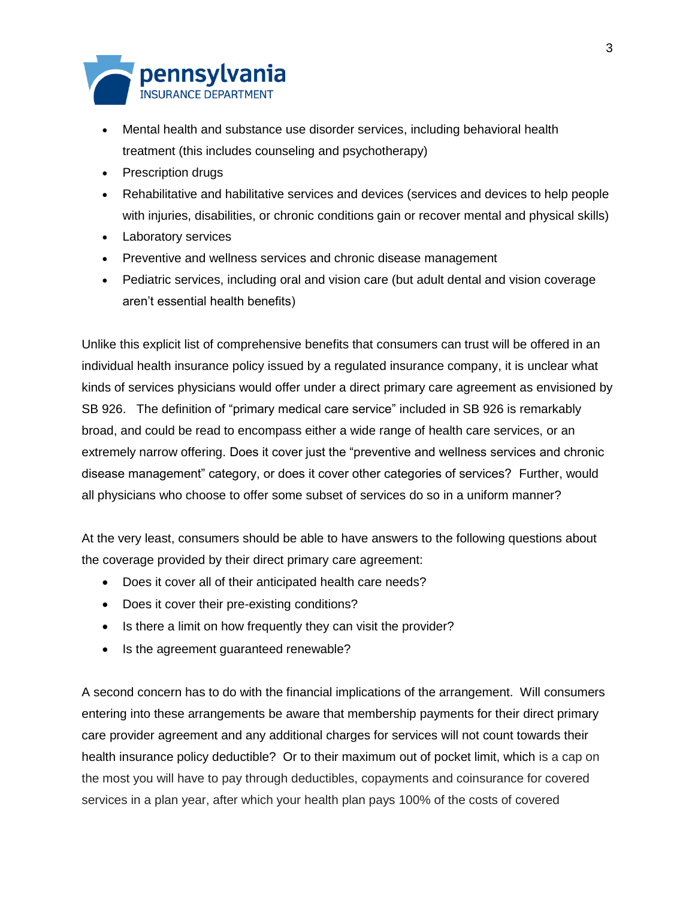- Mental health and substance use disorder services, including behavioral health treatment (this includes counseling and psychotherapy)
- Prescription drugs
- Rehabilitative and habilitative services and devices (services and devices to help people with injuries, disabilities, or chronic conditions gain or recover mental and physical skills)
- Laboratory services
- Preventive and wellness services and chronic disease management
- Pediatric services, including oral and vision care (but adult dental and vision coverage aren't essential health benefits)

Unlike this explicit list of comprehensive benefits that consumers can trust will be offered in an individual health insurance policy issued by a regulated insurance company, it is unclear what kinds of services physicians would offer under a direct primary care agreement as envisioned by SB 926. The definition of "primary medical care service" included in SB 926 is remarkably broad, and could be read to encompass either a wide range of health care services, or an extremely narrow offering. Does it cover just the "preventive and wellness services and chronic disease management" category, or does it cover other categories of services? Further, would all physicians who choose to offer some subset of services do so in a uniform manner?

At the very least, consumers should be able to have answers to the following questions about the coverage provided by their direct primary care agreement:

- Does it cover all of their anticipated health care needs?
- Does it cover their pre-existing conditions?
- Is there a limit on how frequently they can visit the provider?
- Is the agreement guaranteed renewable?

A second concern has to do with the financial implications of the arrangement. Will consumers entering into these arrangements be aware that membership payments for their direct primary care provider agreement and any additional charges for services will not count towards their health insurance policy deductible? Or to their maximum out of pocket limit, which is a cap on the most you will have to pay through deductibles, copayments and coinsurance for covered services in a plan year, after which your health plan pays 100% of the costs of covered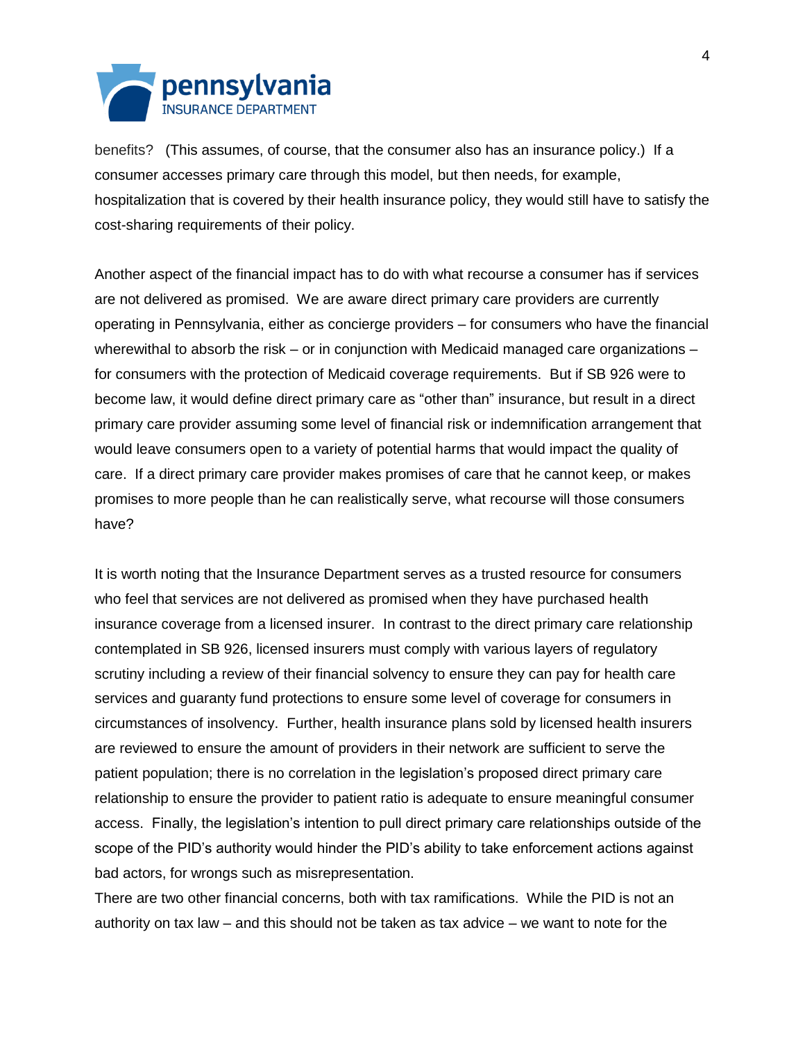benefits? (This assumes, of course, that the consumer also has an insurance policy.) If a consumer accesses primary care through this model, but then needs, for example, hospitalization that is covered by their health insurance policy, they would still have to satisfy the cost-sharing requirements of their policy.

Another aspect of the financial impact has to do with what recourse a consumer has if services are not delivered as promised. We are aware direct primary care providers are currently operating in Pennsylvania, either as concierge providers – for consumers who have the financial wherewithal to absorb the risk – or in conjunction with Medicaid managed care organizations – for consumers with the protection of Medicaid coverage requirements. But if SB 926 were to become law, it would define direct primary care as "other than" insurance, but result in a direct primary care provider assuming some level of financial risk or indemnification arrangement that would leave consumers open to a variety of potential harms that would impact the quality of care. If a direct primary care provider makes promises of care that he cannot keep, or makes promises to more people than he can realistically serve, what recourse will those consumers have?

It is worth noting that the Insurance Department serves as a trusted resource for consumers who feel that services are not delivered as promised when they have purchased health insurance coverage from a licensed insurer. In contrast to the direct primary care relationship contemplated in SB 926, licensed insurers must comply with various layers of regulatory scrutiny including a review of their financial solvency to ensure they can pay for health care services and guaranty fund protections to ensure some level of coverage for consumers in circumstances of insolvency. Further, health insurance plans sold by licensed health insurers are reviewed to ensure the amount of providers in their network are sufficient to serve the patient population; there is no correlation in the legislation's proposed direct primary care relationship to ensure the provider to patient ratio is adequate to ensure meaningful consumer access. Finally, the legislation's intention to pull direct primary care relationships outside of the scope of the PID's authority would hinder the PID's ability to take enforcement actions against bad actors, for wrongs such as misrepresentation.

There are two other financial concerns, both with tax ramifications. While the PID is not an authority on tax law – and this should not be taken as tax advice – we want to note for the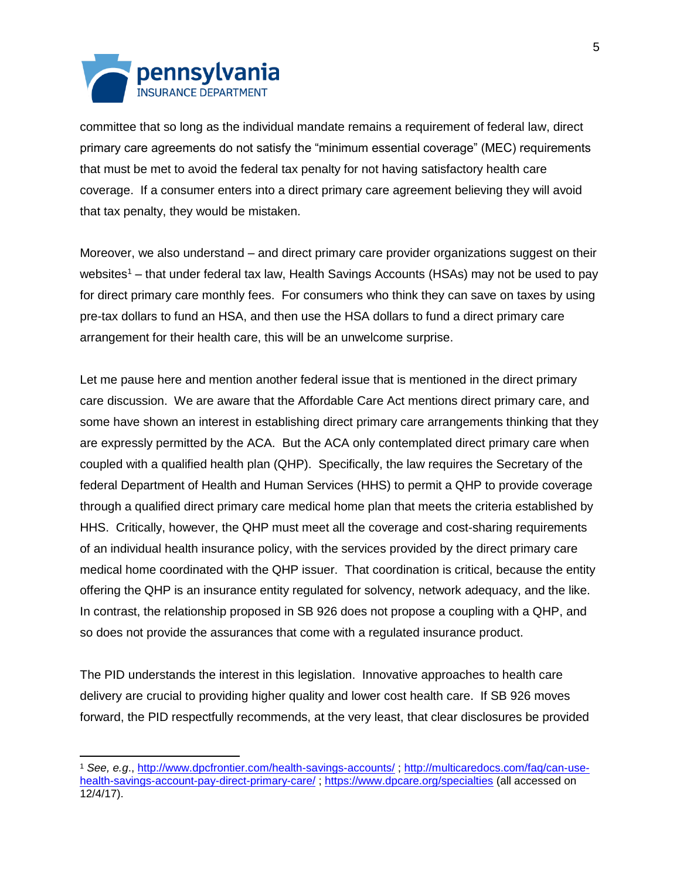committee that so long as the individual mandate remains a requirement of federal law, direct primary care agreements do not satisfy the "minimum essential coverage" (MEC) requirements that must be met to avoid the federal tax penalty for not having satisfactory health care coverage. If a consumer enters into a direct primary care agreement believing they will avoid that tax penalty, they would be mistaken.

Moreover, we also understand – and direct primary care provider organizations suggest on their websites[1] – that under federal tax law, Health Savings Accounts (HSAs) may not be used to pay for direct primary care monthly fees. For consumers who think they can save on taxes by using pre-tax dollars to fund an HSA, and then use the HSA dollars to fund a direct primary care arrangement for their health care, this will be an unwelcome surprise.

Let me pause here and mention another federal issue that is mentioned in the direct primary care discussion. We are aware that the Affordable Care Act mentions direct primary care, and some have shown an interest in establishing direct primary care arrangements thinking that they are expressly permitted by the ACA. But the ACA only contemplated direct primary care when coupled with a qualified health plan (QHP). Specifically, the law requires the Secretary of the federal Department of Health and Human Services (HHS) to permit a QHP to provide coverage through a qualified direct primary care medical home plan that meets the criteria established by HHS. Critically, however, the QHP must meet all the coverage and cost-sharing requirements of an individual health insurance policy, with the services provided by the direct primary care medical home coordinated with the QHP issuer. That coordination is critical, because the entity offering the QHP is an insurance entity regulated for solvency, network adequacy, and the like. In contrast, the relationship proposed in SB 926 does not propose a coupling with a QHP, and so does not provide the assurances that come with a regulated insurance product.

The PID understands the interest in this legislation. Innovative approaches to health care delivery are crucial to providing higher quality and lower cost health care. If SB 926 moves forward, the PID respectfully recommends, at the very least, that clear disclosures be provided

---

[1] *See, e.g*., http://www.dpcfrontier.com/health-savings-accounts/ ; http://multicaredocs.com/faq/can-use-health-savings-account-pay-direct-primary-care/ ; https://www.dpcare.org/specialties (all accessed on 12/4/17).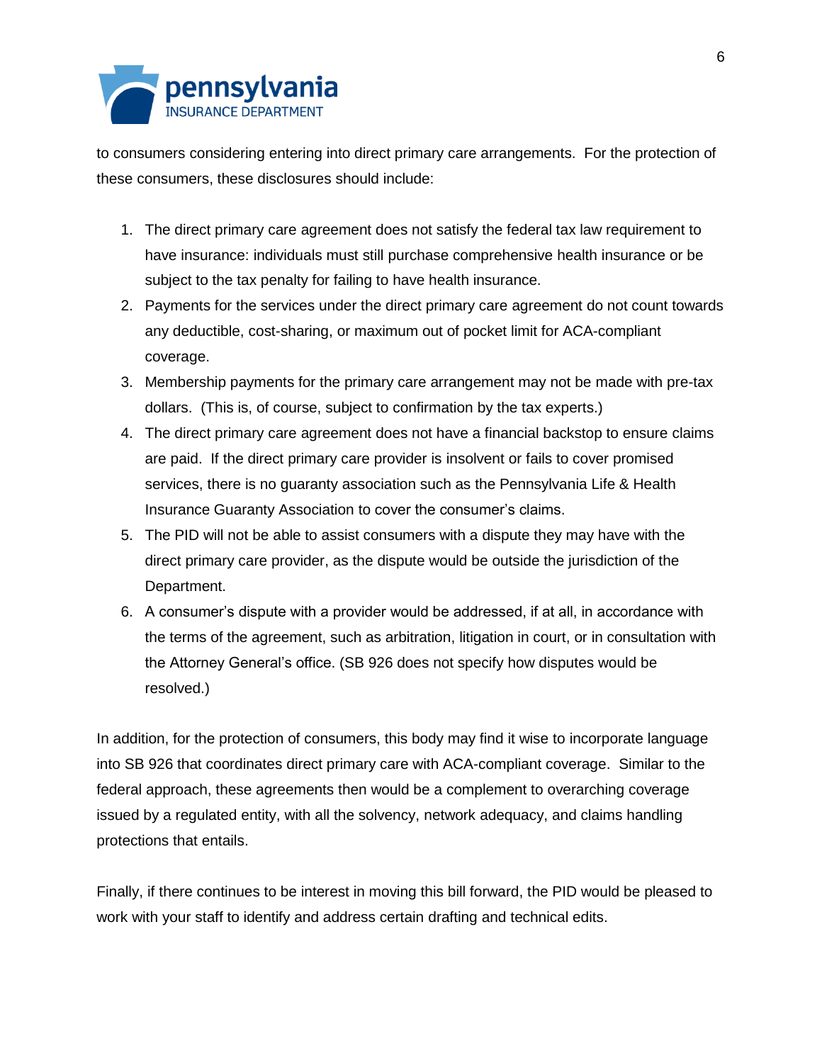to consumers considering entering into direct primary care arrangements. For the protection of these consumers, these disclosures should include:

1. The direct primary care agreement does not satisfy the federal tax law requirement to have insurance: individuals must still purchase comprehensive health insurance or be subject to the tax penalty for failing to have health insurance.
2. Payments for the services under the direct primary care agreement do not count towards any deductible, cost-sharing, or maximum out of pocket limit for ACA-compliant coverage.
3. Membership payments for the primary care arrangement may not be made with pre-tax dollars. (This is, of course, subject to confirmation by the tax experts.)
4. The direct primary care agreement does not have a financial backstop to ensure claims are paid. If the direct primary care provider is insolvent or fails to cover promised services, there is no guaranty association such as the Pennsylvania Life & Health Insurance Guaranty Association to cover the consumer's claims.
5. The PID will not be able to assist consumers with a dispute they may have with the direct primary care provider, as the dispute would be outside the jurisdiction of the Department.
6. A consumer's dispute with a provider would be addressed, if at all, in accordance with the terms of the agreement, such as arbitration, litigation in court, or in consultation with the Attorney General's office. (SB 926 does not specify how disputes would be resolved.)

In addition, for the protection of consumers, this body may find it wise to incorporate language into SB 926 that coordinates direct primary care with ACA-compliant coverage. Similar to the federal approach, these agreements then would be a complement to overarching coverage issued by a regulated entity, with all the solvency, network adequacy, and claims handling protections that entails.

Finally, if there continues to be interest in moving this bill forward, the PID would be pleased to work with your staff to identify and address certain drafting and technical edits.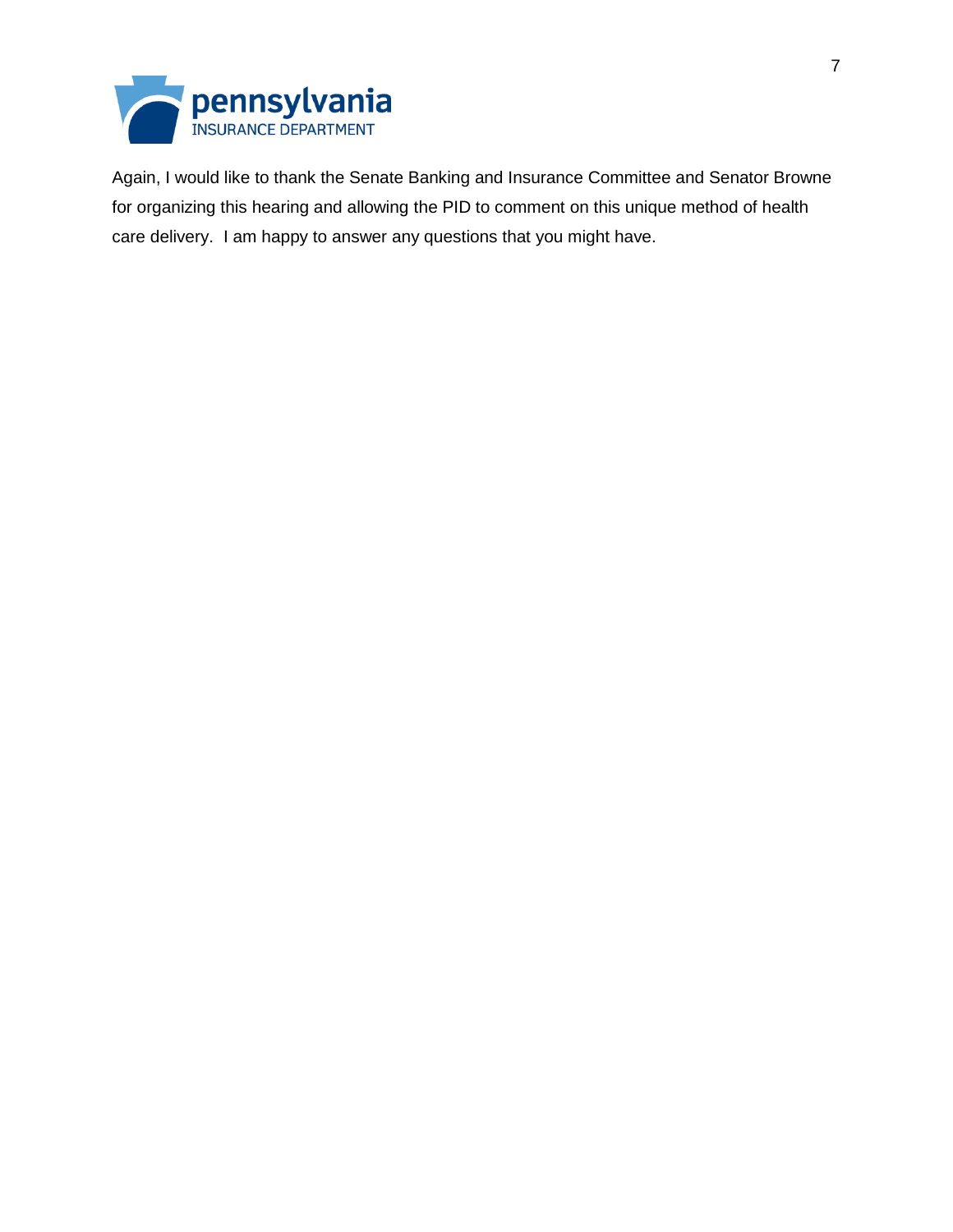Again, I would like to thank the Senate Banking and Insurance Committee and Senator Browne for organizing this hearing and allowing the PID to comment on this unique method of health care delivery. I am happy to answer any questions that you might have.